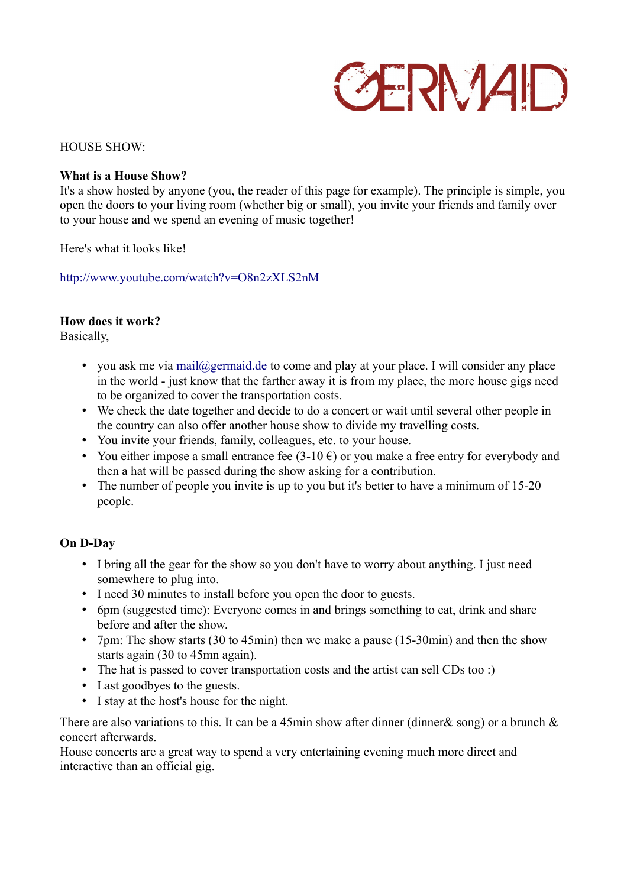GERMAID

HOUSE SHOW:

**What is a House Show?**
It's a show hosted by anyone (you, the reader of this page for example). The principle is simple, you open the doors to your living room (whether big or small), you invite your friends and family over to your house and we spend an evening of music together!

Here's what it looks like!

http://www.youtube.com/watch?v=O8n2zXLS2nM

**How does it work?**
Basically,

- you ask me via mail@germaid.de to come and play at your place. I will consider any place in the world - just know that the farther away it is from my place, the more house gigs need to be organized to cover the transportation costs.
- We check the date together and decide to do a concert or wait until several other people in the country can also offer another house show to divide my travelling costs.
- You invite your friends, family, colleagues, etc. to your house.
- You either impose a small entrance fee (3-10 €) or you make a free entry for everybody and then a hat will be passed during the show asking for a contribution.
- The number of people you invite is up to you but it's better to have a minimum of 15-20 people.

**On D-Day**

- I bring all the gear for the show so you don't have to worry about anything. I just need somewhere to plug into.
- I need 30 minutes to install before you open the door to guests.
- 6pm (suggested time): Everyone comes in and brings something to eat, drink and share before and after the show.
- 7pm: The show starts (30 to 45min) then we make a pause (15-30min) and then the show starts again (30 to 45mn again).
- The hat is passed to cover transportation costs and the artist can sell CDs too :)
- Last goodbyes to the guests.
- I stay at the host's house for the night.

There are also variations to this. It can be a 45min show after dinner (dinner& song) or a brunch & concert afterwards.
House concerts are a great way to spend a very entertaining evening much more direct and interactive than an official gig.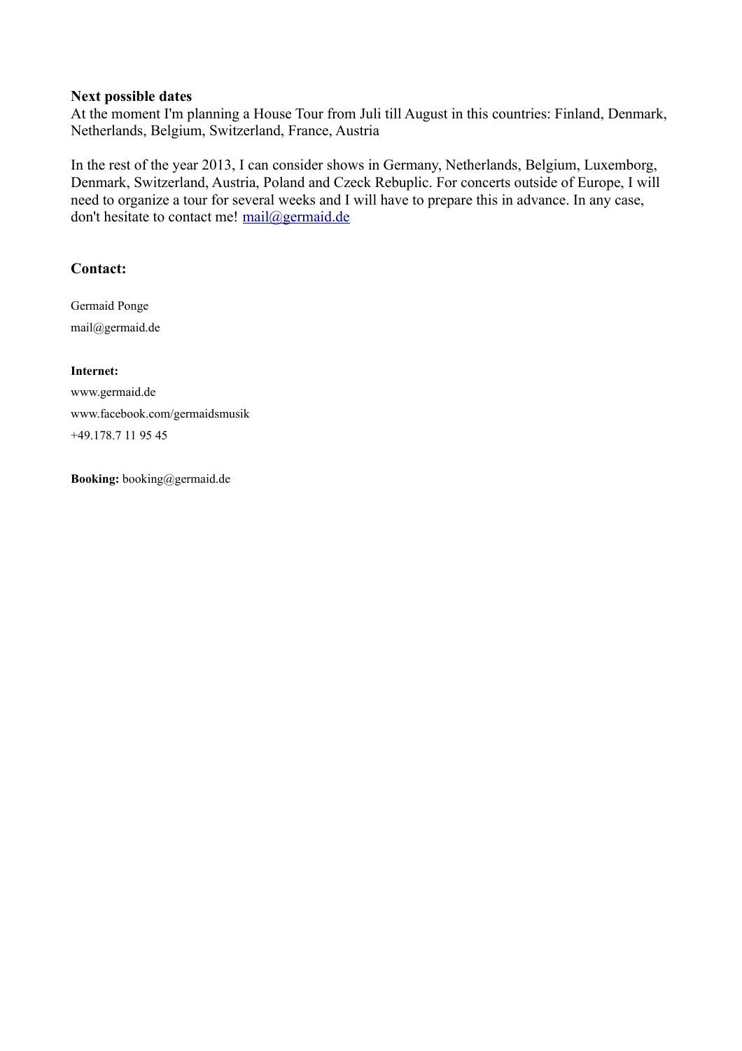**Next possible dates**

At the moment I'm planning a House Tour from Juli till August in this countries: Finland, Denmark, Netherlands, Belgium, Switzerland, France, Austria

In the rest of the year 2013, I can consider shows in Germany, Netherlands, Belgium, Luxemborg, Denmark, Switzerland, Austria, Poland and Czeck Rebuplic. For concerts outside of Europe, I will need to organize a tour for several weeks and I will have to prepare this in advance. In any case, don't hesitate to contact me! mail@germaid.de

### Contact:

Germaid Ponge

mail@germaid.de

**Internet:**

www.germaid.de

www.facebook.com/germaidsmusik

+49.178.7 11 95 45

**Booking:** booking@germaid.de